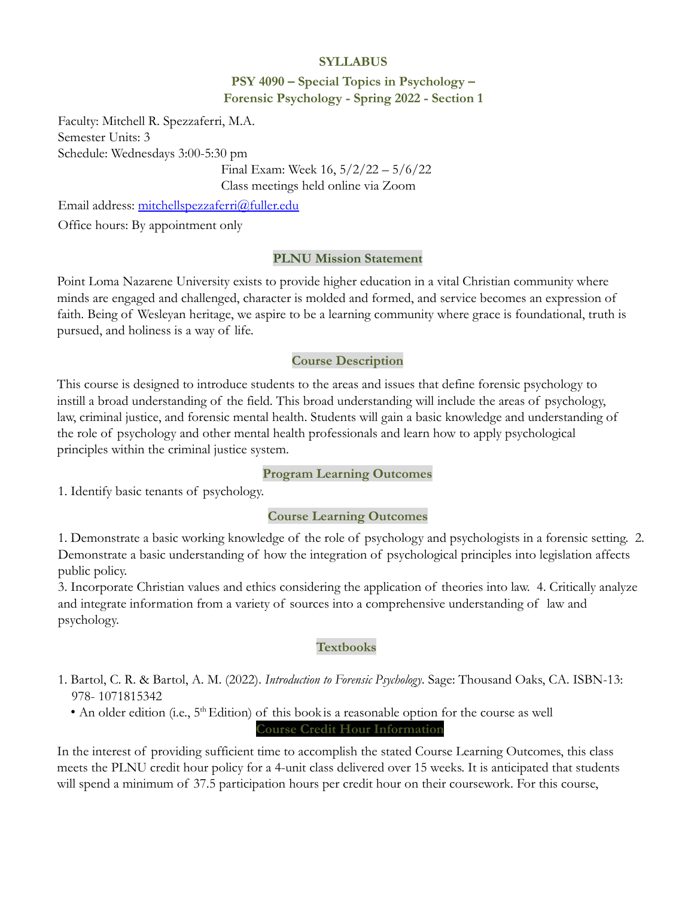**SYLLABUS**

**PSY 4090 – Special Topics in Psychology – Forensic Psychology - Spring 2022 - Section 1**

Faculty: Mitchell R. Spezzaferri, M.A.
Semester Units: 3
Schedule: Wednesdays 3:00-5:30 pm
Final Exam: Week 16, 5/2/22 – 5/6/22
Class meetings held online via Zoom

Email address: mitchellspezzaferri@fuller.edu

Office hours: By appointment only

## PLNU Mission Statement

Point Loma Nazarene University exists to provide higher education in a vital Christian community where minds are engaged and challenged, character is molded and formed, and service becomes an expression of faith. Being of Wesleyan heritage, we aspire to be a learning community where grace is foundational, truth is pursued, and holiness is a way of life.

## Course Description

This course is designed to introduce students to the areas and issues that define forensic psychology to instill a broad understanding of the field. This broad understanding will include the areas of psychology, law, criminal justice, and forensic mental health. Students will gain a basic knowledge and understanding of the role of psychology and other mental health professionals and learn how to apply psychological principles within the criminal justice system.

## Program Learning Outcomes

1. Identify basic tenants of psychology.

## Course Learning Outcomes

1. Demonstrate a basic working knowledge of the role of psychology and psychologists in a forensic setting.
2. Demonstrate a basic understanding of how the integration of psychological principles into legislation affects public policy.
3. Incorporate Christian values and ethics considering the application of theories into law.
4. Critically analyze and integrate information from a variety of sources into a comprehensive understanding of law and psychology.

## Textbooks

1. Bartol, C. R. & Bartol, A. M. (2022). *Introduction to Forensic Psychology*. Sage: Thousand Oaks, CA. ISBN-13: 978- 1071815342
   - An older edition (i.e., 5th Edition) of this book is a reasonable option for the course as well

## Course Credit Hour Information

In the interest of providing sufficient time to accomplish the stated Course Learning Outcomes, this class meets the PLNU credit hour policy for a 4-unit class delivered over 15 weeks. It is anticipated that students will spend a minimum of 37.5 participation hours per credit hour on their coursework. For this course,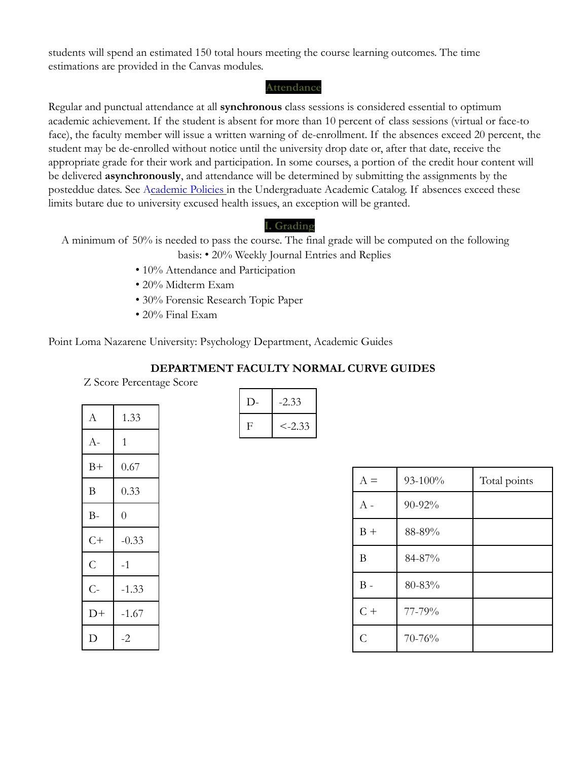students will spend an estimated 150 total hours meeting the course learning outcomes. The time estimations are provided in the Canvas modules.

## Attendance

Regular and punctual attendance at all **synchronous** class sessions is considered essential to optimum academic achievement. If the student is absent for more than 10 percent of class sessions (virtual or face-to face), the faculty member will issue a written warning of de-enrollment. If the absences exceed 20 percent, the student may be de-enrolled without notice until the university drop date or, after that date, receive the appropriate grade for their work and participation. In some courses, a portion of the credit hour content will be delivered **asynchronously**, and attendance will be determined by submitting the assignments by the posteddue dates. See Academic Policies in the Undergraduate Academic Catalog. If absences exceed these limits butare due to university excused health issues, an exception will be granted.

## I. Grading

A minimum of 50% is needed to pass the course. The final grade will be computed on the following basis:

- 20% Weekly Journal Entries and Replies
- 10% Attendance and Participation
- 20% Midterm Exam
- 30% Forensic Research Topic Paper
- 20% Final Exam

Point Loma Nazarene University: Psychology Department, Academic Guides

**DEPARTMENT FACULTY NORMAL CURVE GUIDES**

Z Score Percentage Score

| | |
|---|---|
| A | 1.33 |
| A- | 1 |
| B+ | 0.67 |
| B | 0.33 |
| B- | 0 |
| C+ | -0.33 |
| C | -1 |
| C- | -1.33 |
| D+ | -1.67 |
| D | -2 |
| D- | -2.33 |
| F | <-2.33 |

| A = | 93-100% | Total points |
|---|---|---|
| A - | 90-92% | |
| B + | 88-89% | |
| B | 84-87% | |
| B - | 80-83% | |
| C + | 77-79% | |
| C | 70-76% | |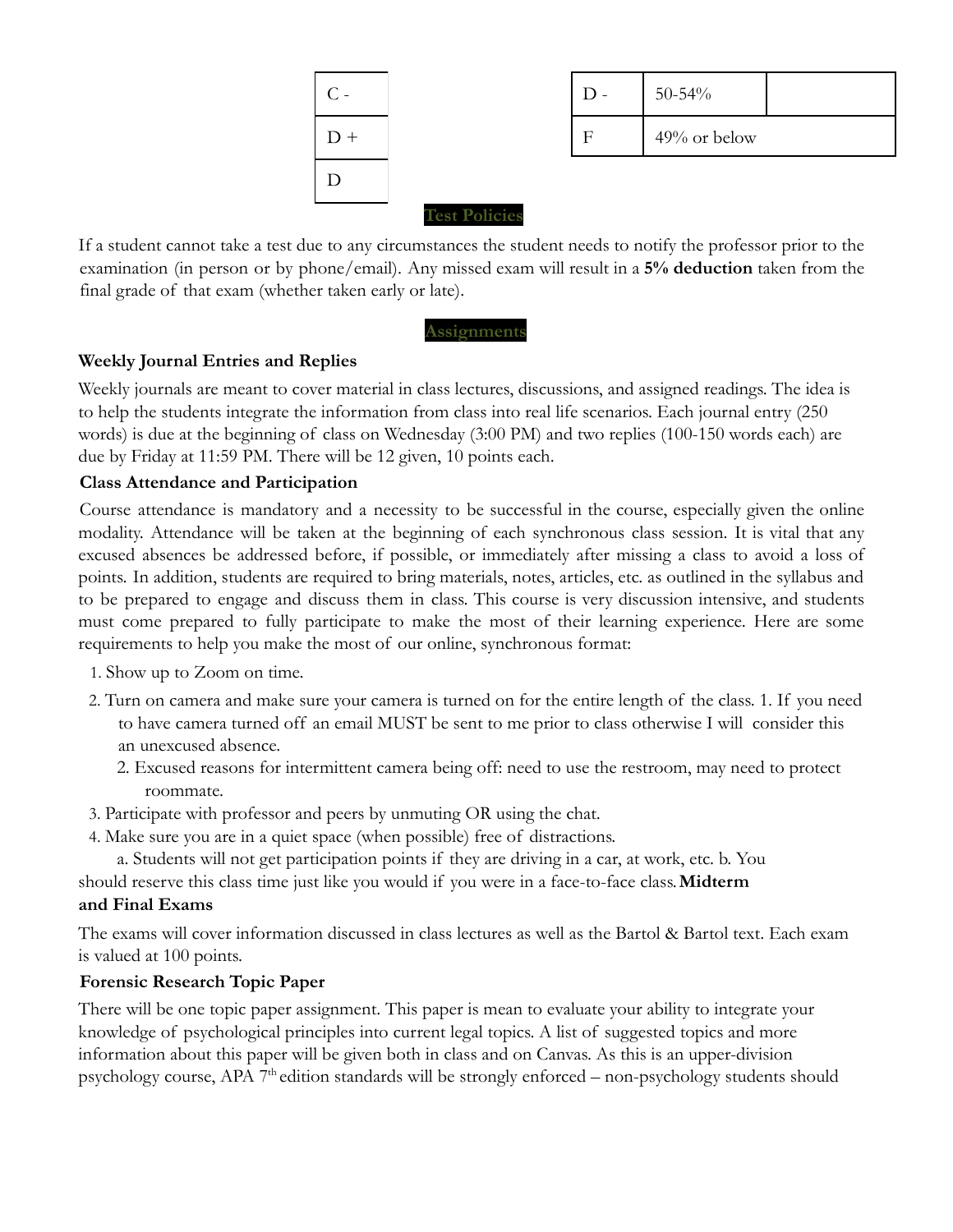| C - |  | D - | 50-54% |  |
|---|---|---|---|---|
| D + |  | F | 49% or below |  |
| D |  |  |  |  |

## Test Policies

If a student cannot take a test due to any circumstances the student needs to notify the professor prior to the examination (in person or by phone/email). Any missed exam will result in a **5% deduction** taken from the final grade of that exam (whether taken early or late).

## Assignments

**Weekly Journal Entries and Replies**

Weekly journals are meant to cover material in class lectures, discussions, and assigned readings. The idea is to help the students integrate the information from class into real life scenarios. Each journal entry (250 words) is due at the beginning of class on Wednesday (3:00 PM) and two replies (100-150 words each) are due by Friday at 11:59 PM. There will be 12 given, 10 points each.

**Class Attendance and Participation**

Course attendance is mandatory and a necessity to be successful in the course, especially given the online modality. Attendance will be taken at the beginning of each synchronous class session. It is vital that any excused absences be addressed before, if possible, or immediately after missing a class to avoid a loss of points. In addition, students are required to bring materials, notes, articles, etc. as outlined in the syllabus and to be prepared to engage and discuss them in class. This course is very discussion intensive, and students must come prepared to fully participate to make the most of their learning experience. Here are some requirements to help you make the most of our online, synchronous format:

1. Show up to Zoom on time.
2. Turn on camera and make sure your camera is turned on for the entire length of the class.
   1. If you need to have camera turned off an email MUST be sent to me prior to class otherwise I will consider this an unexcused absence.
   2. Excused reasons for intermittent camera being off: need to use the restroom, may need to protect roommate.
3. Participate with professor and peers by unmuting OR using the chat.
4. Make sure you are in a quiet space (when possible) free of distractions.
   a. Students will not get participation points if they are driving in a car, at work, etc.
   b. You should reserve this class time just like you would if you were in a face-to-face class.

**Midterm and Final Exams**

The exams will cover information discussed in class lectures as well as the Bartol & Bartol text. Each exam is valued at 100 points.

**Forensic Research Topic Paper**

There will be one topic paper assignment. This paper is mean to evaluate your ability to integrate your knowledge of psychological principles into current legal topics. A list of suggested topics and more information about this paper will be given both in class and on Canvas. As this is an upper-division psychology course, APA 7th edition standards will be strongly enforced – non-psychology students should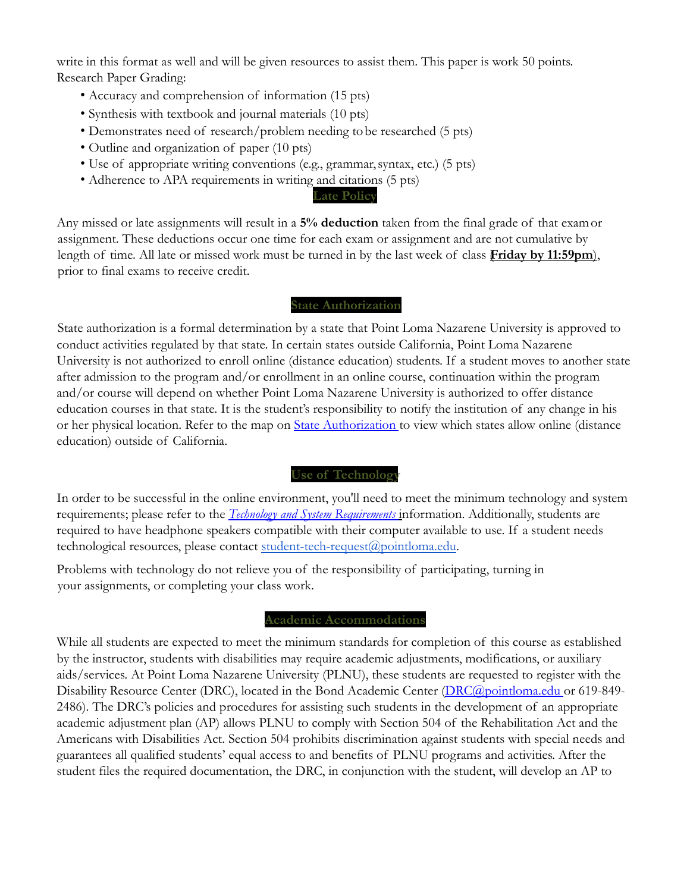write in this format as well and will be given resources to assist them. This paper is work 50 points.
Research Paper Grading:

- Accuracy and comprehension of information (15 pts)
- Synthesis with textbook and journal materials (10 pts)
- Demonstrates need of research/problem needing to be researched (5 pts)
- Outline and organization of paper (10 pts)
- Use of appropriate writing conventions (e.g., grammar, syntax, etc.) (5 pts)
- Adherence to APA requirements in writing and citations (5 pts)

## Late Policy

Any missed or late assignments will result in a **5% deduction** taken from the final grade of that exam or assignment. These deductions occur one time for each exam or assignment and are not cumulative by length of time. All late or missed work must be turned in by the last week of class (**Friday by 11:59pm**), prior to final exams to receive credit.

## State Authorization

State authorization is a formal determination by a state that Point Loma Nazarene University is approved to conduct activities regulated by that state. In certain states outside California, Point Loma Nazarene University is not authorized to enroll online (distance education) students. If a student moves to another state after admission to the program and/or enrollment in an online course, continuation within the program and/or course will depend on whether Point Loma Nazarene University is authorized to offer distance education courses in that state. It is the student's responsibility to notify the institution of any change in his or her physical location. Refer to the map on [State Authorization](#) to view which states allow online (distance education) outside of California.

## Use of Technology

In order to be successful in the online environment, you'll need to meet the minimum technology and system requirements; please refer to the [*Technology and System Requirements*](#) information. Additionally, students are required to have headphone speakers compatible with their computer available to use. If a student needs technological resources, please contact [student-tech-request@pointloma.edu](mailto:student-tech-request@pointloma.edu).

Problems with technology do not relieve you of the responsibility of participating, turning in your assignments, or completing your class work.

## Academic Accommodations

While all students are expected to meet the minimum standards for completion of this course as established by the instructor, students with disabilities may require academic adjustments, modifications, or auxiliary aids/services. At Point Loma Nazarene University (PLNU), these students are requested to register with the Disability Resource Center (DRC), located in the Bond Academic Center ([DRC@pointloma.edu](mailto:DRC@pointloma.edu) or 619-849-2486). The DRC's policies and procedures for assisting such students in the development of an appropriate academic adjustment plan (AP) allows PLNU to comply with Section 504 of the Rehabilitation Act and the Americans with Disabilities Act. Section 504 prohibits discrimination against students with special needs and guarantees all qualified students' equal access to and benefits of PLNU programs and activities. After the student files the required documentation, the DRC, in conjunction with the student, will develop an AP to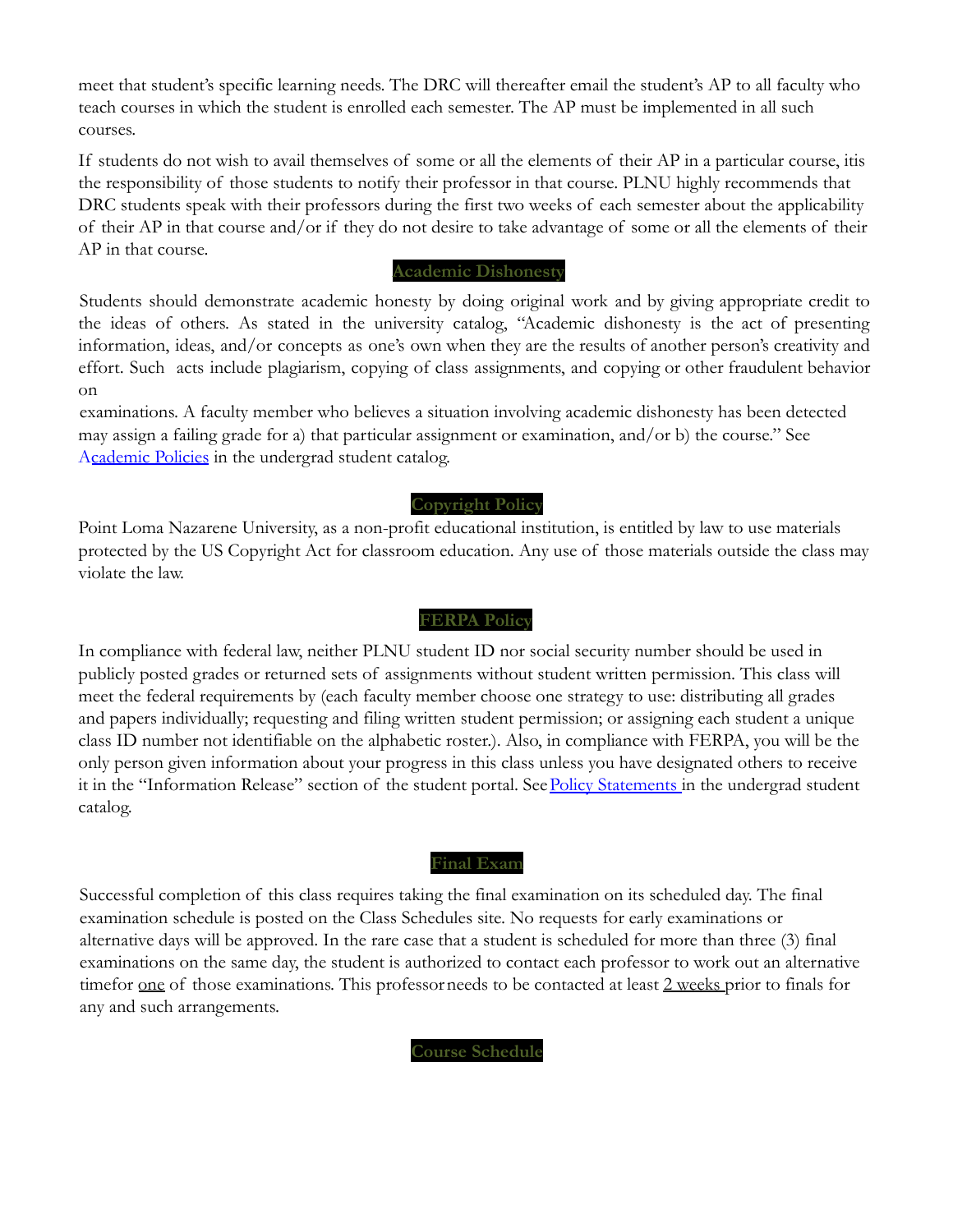meet that student's specific learning needs. The DRC will thereafter email the student's AP to all faculty who teach courses in which the student is enrolled each semester. The AP must be implemented in all such courses.

If students do not wish to avail themselves of some or all the elements of their AP in a particular course, itis the responsibility of those students to notify their professor in that course. PLNU highly recommends that DRC students speak with their professors during the first two weeks of each semester about the applicability of their AP in that course and/or if they do not desire to take advantage of some or all the elements of their AP in that course.

## Academic Dishonesty

Students should demonstrate academic honesty by doing original work and by giving appropriate credit to the ideas of others. As stated in the university catalog, "Academic dishonesty is the act of presenting information, ideas, and/or concepts as one's own when they are the results of another person's creativity and effort. Such acts include plagiarism, copying of class assignments, and copying or other fraudulent behavior on examinations. A faculty member who believes a situation involving academic dishonesty has been detected may assign a failing grade for a) that particular assignment or examination, and/or b) the course." See Academic Policies in the undergrad student catalog.

## Copyright Policy

Point Loma Nazarene University, as a non-profit educational institution, is entitled by law to use materials protected by the US Copyright Act for classroom education. Any use of those materials outside the class may violate the law.

## FERPA Policy

In compliance with federal law, neither PLNU student ID nor social security number should be used in publicly posted grades or returned sets of assignments without student written permission. This class will meet the federal requirements by (each faculty member choose one strategy to use: distributing all grades and papers individually; requesting and filing written student permission; or assigning each student a unique class ID number not identifiable on the alphabetic roster.). Also, in compliance with FERPA, you will be the only person given information about your progress in this class unless you have designated others to receive it in the "Information Release" section of the student portal. See Policy Statements in the undergrad student catalog.

## Final Exam

Successful completion of this class requires taking the final examination on its scheduled day. The final examination schedule is posted on the Class Schedules site. No requests for early examinations or alternative days will be approved. In the rare case that a student is scheduled for more than three (3) final examinations on the same day, the student is authorized to contact each professor to work out an alternative timefor one of those examinations. This professor needs to be contacted at least 2 weeks prior to finals for any and such arrangements.

## Course Schedule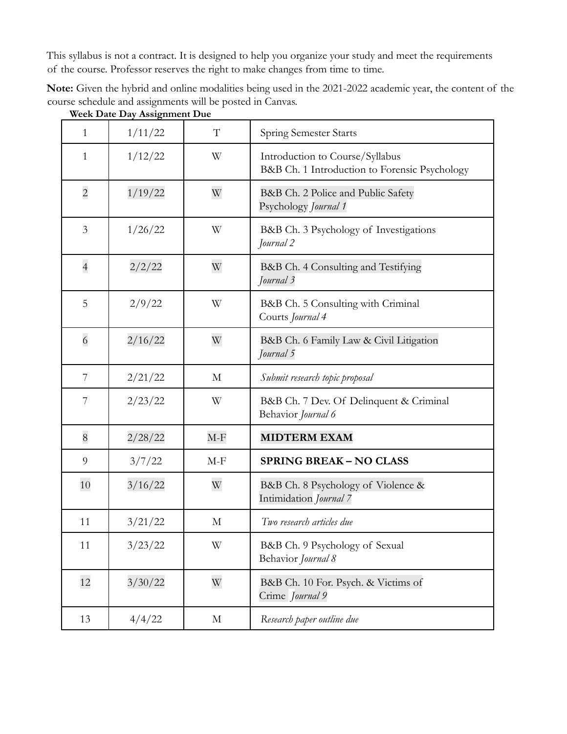This syllabus is not a contract. It is designed to help you organize your study and meet the requirements of the course. Professor reserves the right to make changes from time to time.

**Note:** Given the hybrid and online modalities being used in the 2021-2022 academic year, the content of the course schedule and assignments will be posted in Canvas.

| Week | Date | Day | Assignment Due |
|---|---|---|---|
| 1 | 1/11/22 | T | Spring Semester Starts |
| 1 | 1/12/22 | W | Introduction to Course/Syllabus<br>B&B Ch. 1 Introduction to Forensic Psychology |
| 2 | 1/19/22 | W | B&B Ch. 2 Police and Public Safety Psychology *Journal 1* |
| 3 | 1/26/22 | W | B&B Ch. 3 Psychology of Investigations *Journal 2* |
| 4 | 2/2/22 | W | B&B Ch. 4 Consulting and Testifying *Journal 3* |
| 5 | 2/9/22 | W | B&B Ch. 5 Consulting with Criminal Courts *Journal 4* |
| 6 | 2/16/22 | W | B&B Ch. 6 Family Law & Civil Litigation *Journal 5* |
| 7 | 2/21/22 | M | *Submit research topic proposal* |
| 7 | 2/23/22 | W | B&B Ch. 7 Dev. Of Delinquent & Criminal Behavior *Journal 6* |
| 8 | 2/28/22 | M-F | **MIDTERM EXAM** |
| 9 | 3/7/22 | M-F | **SPRING BREAK – NO CLASS** |
| 10 | 3/16/22 | W | B&B Ch. 8 Psychology of Violence & Intimidation *Journal 7* |
| 11 | 3/21/22 | M | *Two research articles due* |
| 11 | 3/23/22 | W | B&B Ch. 9 Psychology of Sexual Behavior *Journal 8* |
| 12 | 3/30/22 | W | B&B Ch. 10 For. Psych. & Victims of Crime *Journal 9* |
| 13 | 4/4/22 | M | *Research paper outline due* |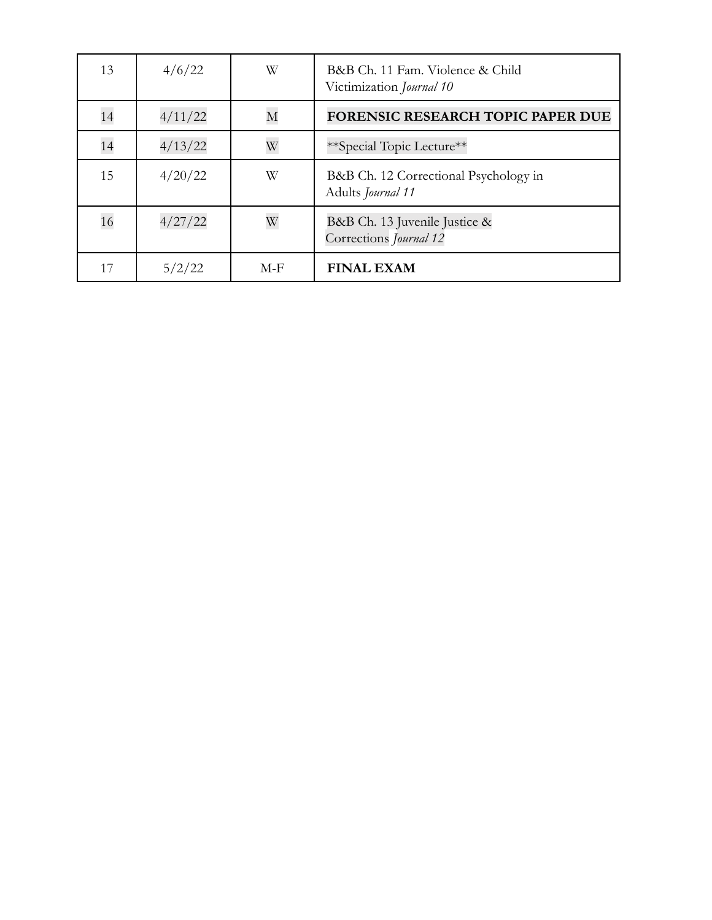| | | | |
|---|---|---|---|
| 13 | 4/6/22 | W | B&B Ch. 11 Fam. Violence & Child Victimization *Journal 10* |
| 14 | 4/11/22 | M | **FORENSIC RESEARCH TOPIC PAPER DUE** |
| 14 | 4/13/22 | W | **Special Topic Lecture** |
| 15 | 4/20/22 | W | B&B Ch. 12 Correctional Psychology in Adults *Journal 11* |
| 16 | 4/27/22 | W | B&B Ch. 13 Juvenile Justice & Corrections *Journal 12* |
| 17 | 5/2/22 | M-F | **FINAL EXAM** |